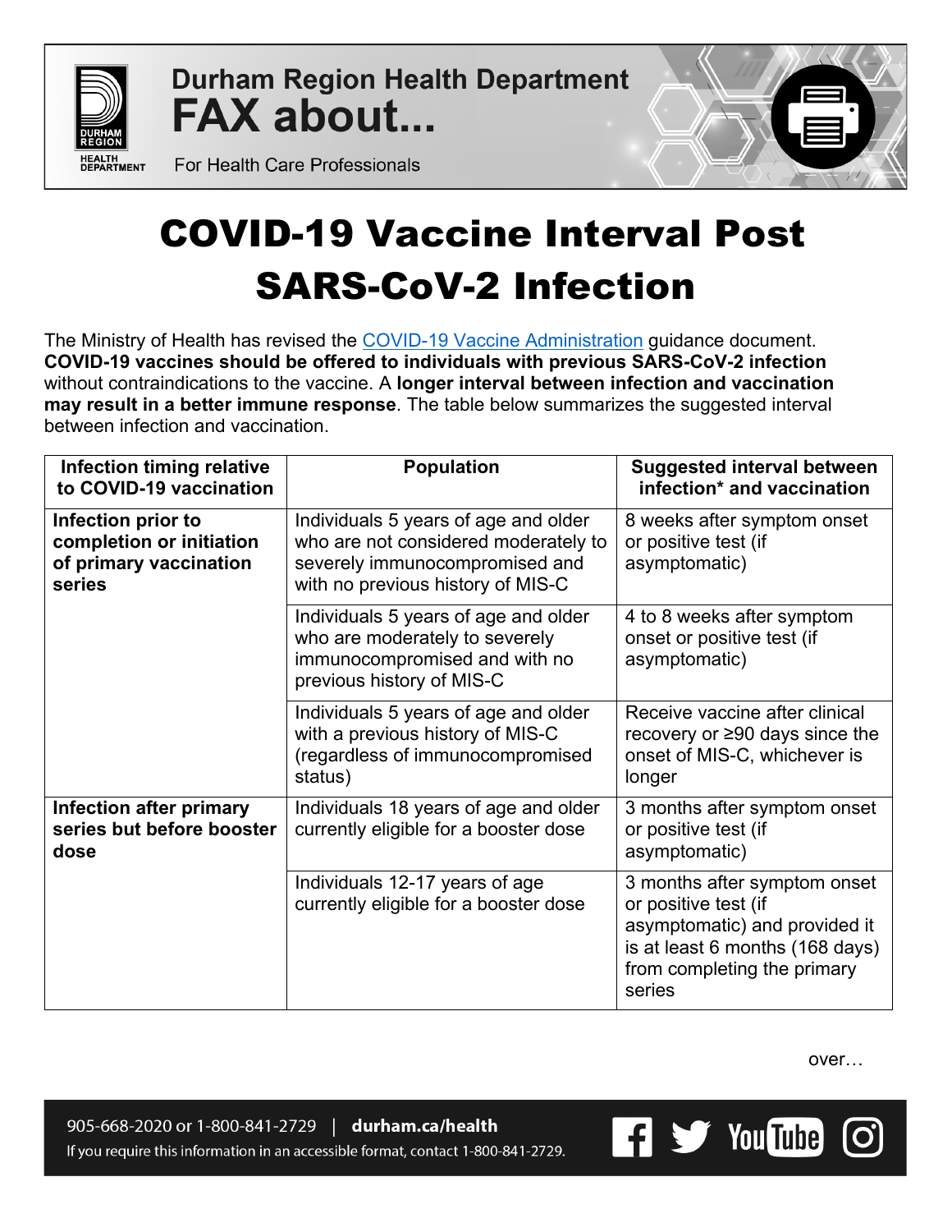Durham Region Health Department

# FAX about...

For Health Care Professionals

# COVID-19 Vaccine Interval Post SARS-CoV-2 Infection

The Ministry of Health has revised the COVID-19 Vaccine Administration guidance document. **COVID-19 vaccines should be offered to individuals with previous SARS-CoV-2 infection** without contraindications to the vaccine. A **longer interval between infection and vaccination may result in a better immune response**. The table below summarizes the suggested interval between infection and vaccination.

| Infection timing relative to COVID-19 vaccination | Population | Suggested interval between infection* and vaccination |
|---|---|---|
| **Infection prior to completion or initiation of primary vaccination series** | Individuals 5 years of age and older who are not considered moderately to severely immunocompromised and with no previous history of MIS-C | 8 weeks after symptom onset or positive test (if asymptomatic) |
| | Individuals 5 years of age and older who are moderately to severely immunocompromised and with no previous history of MIS-C | 4 to 8 weeks after symptom onset or positive test (if asymptomatic) |
| | Individuals 5 years of age and older with a previous history of MIS-C (regardless of immunocompromised status) | Receive vaccine after clinical recovery or ≥90 days since the onset of MIS-C, whichever is longer |
| **Infection after primary series but before booster dose** | Individuals 18 years of age and older currently eligible for a booster dose | 3 months after symptom onset or positive test (if asymptomatic) |
| | Individuals 12-17 years of age currently eligible for a booster dose | 3 months after symptom onset or positive test (if asymptomatic) and provided it is at least 6 months (168 days) from completing the primary series |

over…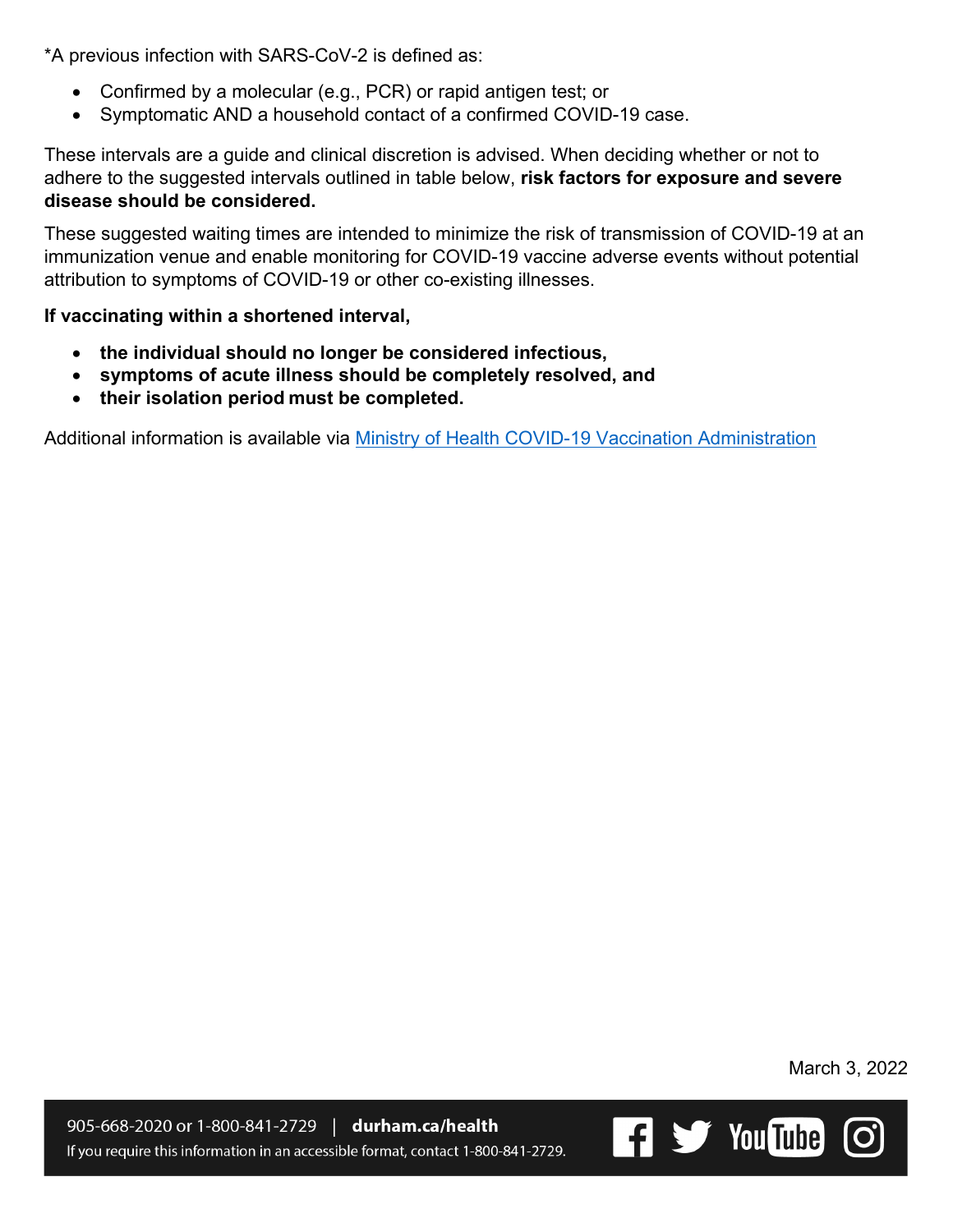*A previous infection with SARS-CoV-2 is defined as:

- Confirmed by a molecular (e.g., PCR) or rapid antigen test; or
- Symptomatic AND a household contact of a confirmed COVID-19 case.

These intervals are a guide and clinical discretion is advised. When deciding whether or not to adhere to the suggested intervals outlined in table below, **risk factors for exposure and severe disease should be considered.**

These suggested waiting times are intended to minimize the risk of transmission of COVID-19 at an immunization venue and enable monitoring for COVID-19 vaccine adverse events without potential attribution to symptoms of COVID-19 or other co-existing illnesses.

**If vaccinating within a shortened interval,**

- **the individual should no longer be considered infectious,**
- **symptoms of acute illness should be completely resolved, and**
- **their isolation period must be completed.**

Additional information is available via [Ministry of Health COVID-19 Vaccination Administration]

March 3, 2022

905-668-2020 or 1-800-841-2729 | **durham.ca/health**

If you require this information in an accessible format, contact 1-800-841-2729.